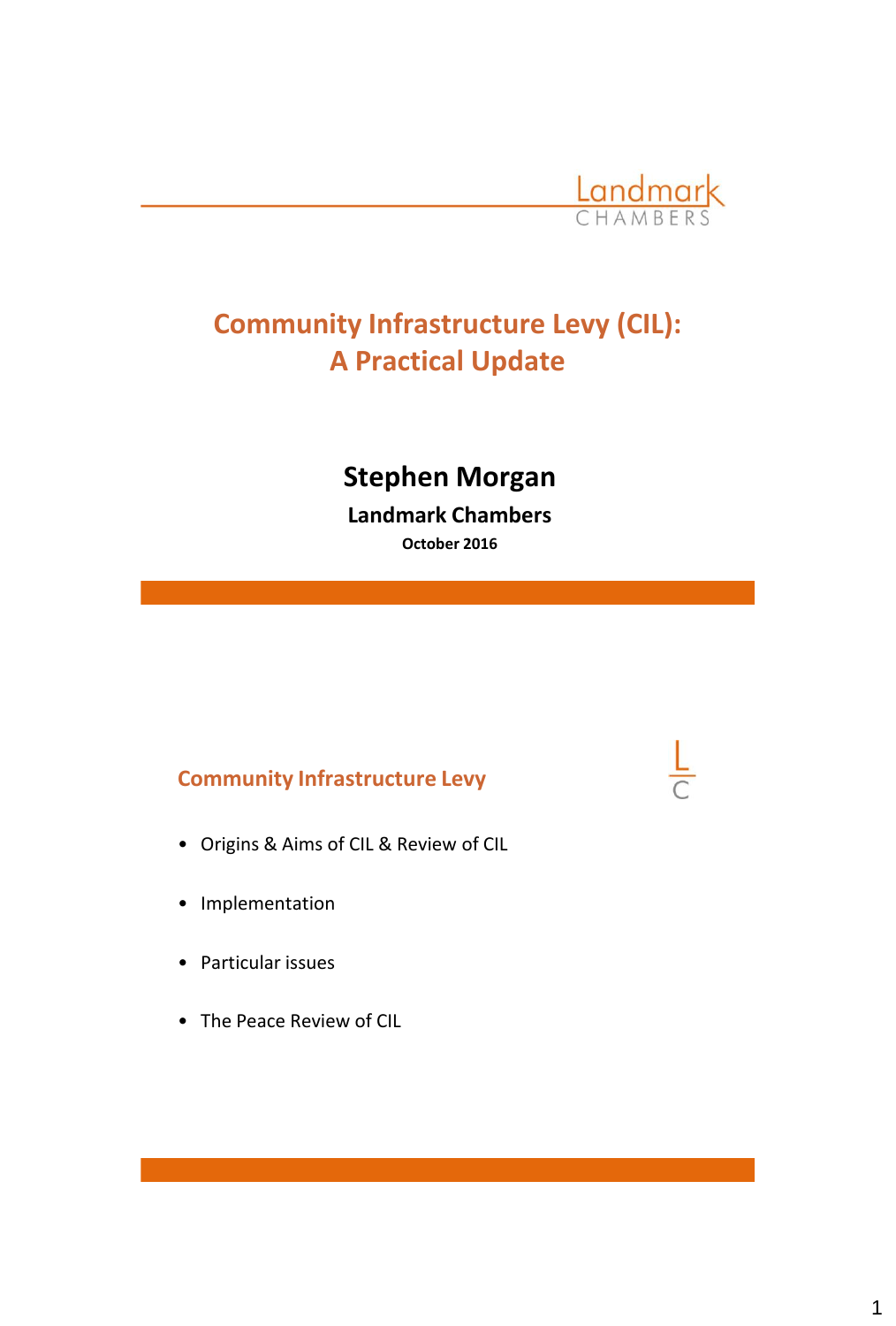Landmark CHAMBERS

# Community Infrastructure Levy (CIL): A Practical Update

**Stephen Morgan**

**Landmark Chambers**

**October 2016**

## Community Infrastructure Levy

- Origins & Aims of CIL & Review of CIL
- Implementation
- Particular issues
- The Peace Review of CIL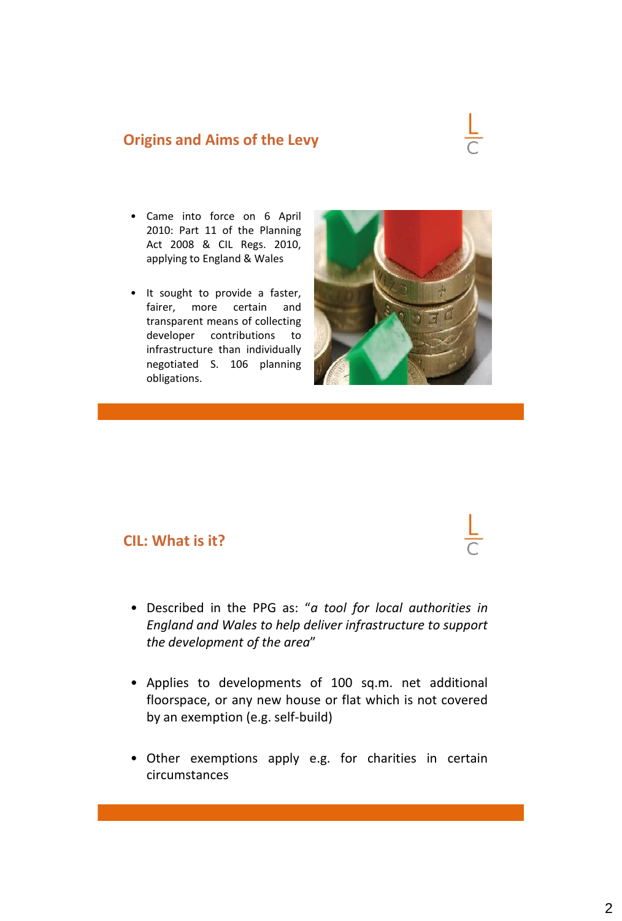## Origins and Aims of the Levy

- Came into force on 6 April 2010: Part 11 of the Planning Act 2008 & CIL Regs. 2010, applying to England & Wales
- It sought to provide a faster, fairer, more certain and transparent means of collecting developer contributions to infrastructure than individually negotiated S. 106 planning obligations.

## CIL: What is it?

- Described in the PPG as: "*a tool for local authorities in England and Wales to help deliver infrastructure to support the development of the area*"
- Applies to developments of 100 sq.m. net additional floorspace, or any new house or flat which is not covered by an exemption (e.g. self-build)
- Other exemptions apply e.g. for charities in certain circumstances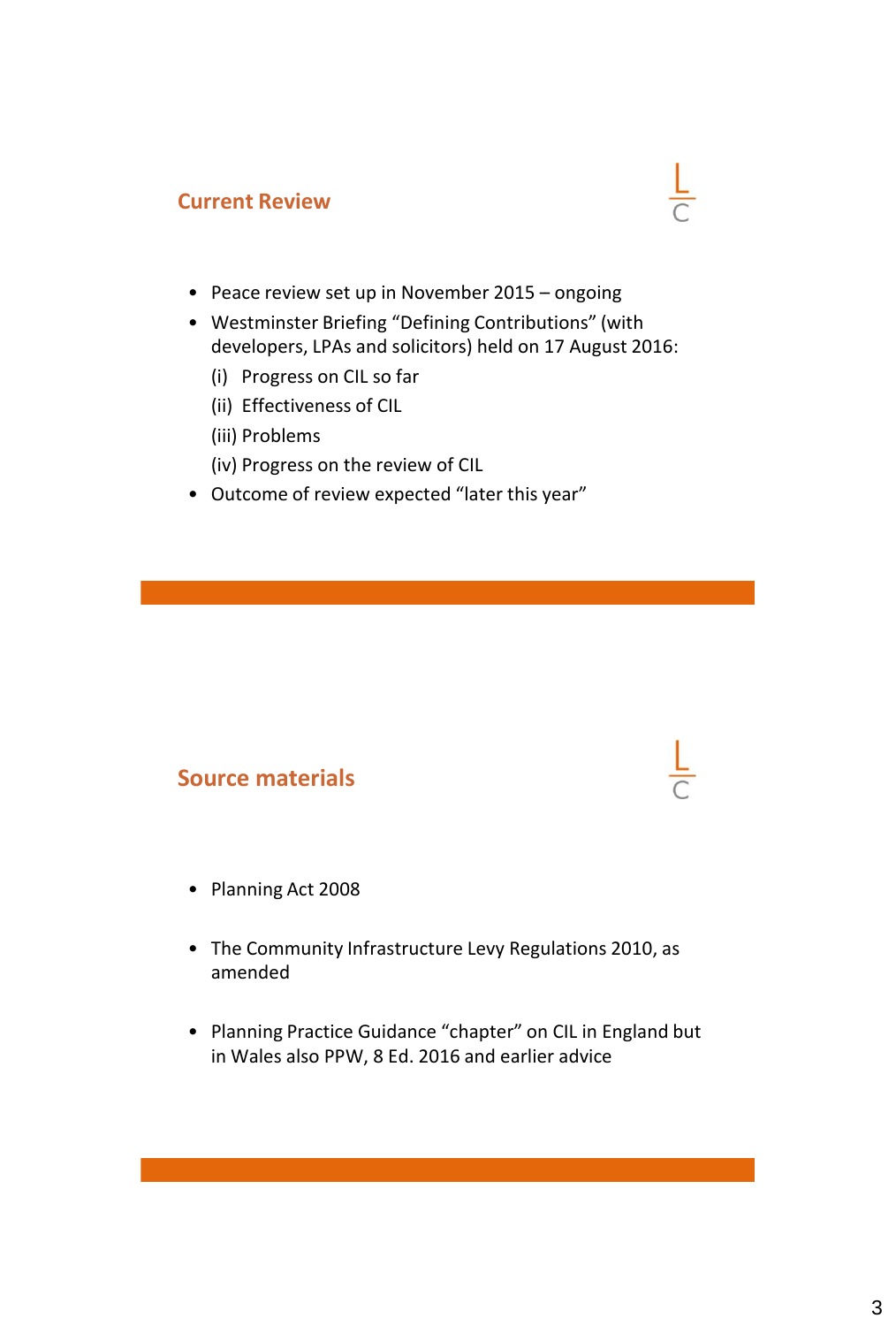## Current Review

- Peace review set up in November 2015 – ongoing
- Westminster Briefing "Defining Contributions" (with developers, LPAs and solicitors) held on 17 August 2016:
  - (i) Progress on CIL so far
  - (ii) Effectiveness of CIL
  - (iii) Problems
  - (iv) Progress on the review of CIL
- Outcome of review expected "later this year"

## Source materials

- Planning Act 2008
- The Community Infrastructure Levy Regulations 2010, as amended
- Planning Practice Guidance "chapter" on CIL in England but in Wales also PPW, 8 Ed. 2016 and earlier advice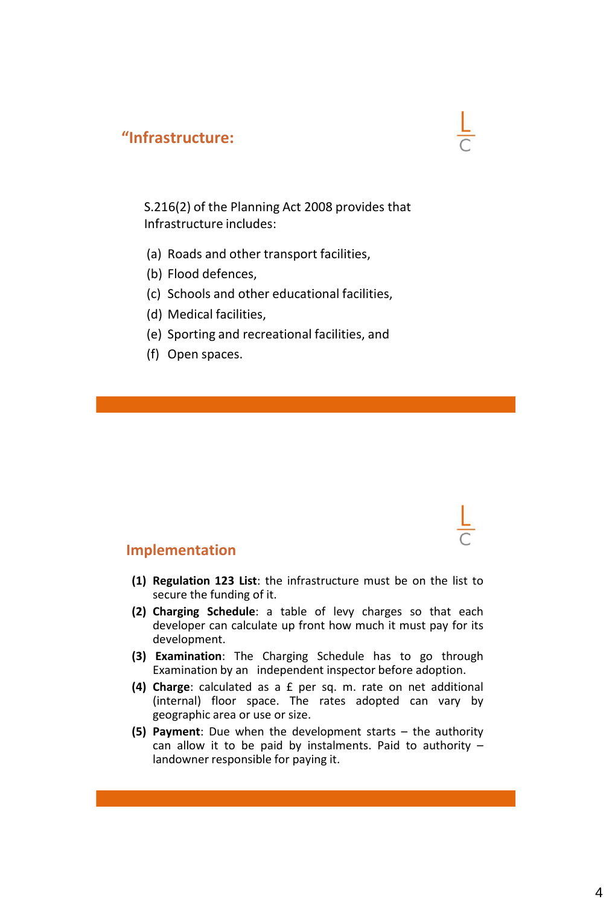## "Infrastructure:

S.216(2) of the Planning Act 2008 provides that Infrastructure includes:

(a) Roads and other transport facilities,
(b) Flood defences,
(c) Schools and other educational facilities,
(d) Medical facilities,
(e) Sporting and recreational facilities, and
(f) Open spaces.

## Implementation

**(1) Regulation 123 List**: the infrastructure must be on the list to secure the funding of it.

**(2) Charging Schedule**: a table of levy charges so that each developer can calculate up front how much it must pay for its development.

**(3) Examination**: The Charging Schedule has to go through Examination by an independent inspector before adoption.

**(4) Charge**: calculated as a £ per sq. m. rate on net additional (internal) floor space. The rates adopted can vary by geographic area or use or size.

**(5) Payment**: Due when the development starts – the authority can allow it to be paid by instalments. Paid to authority – landowner responsible for paying it.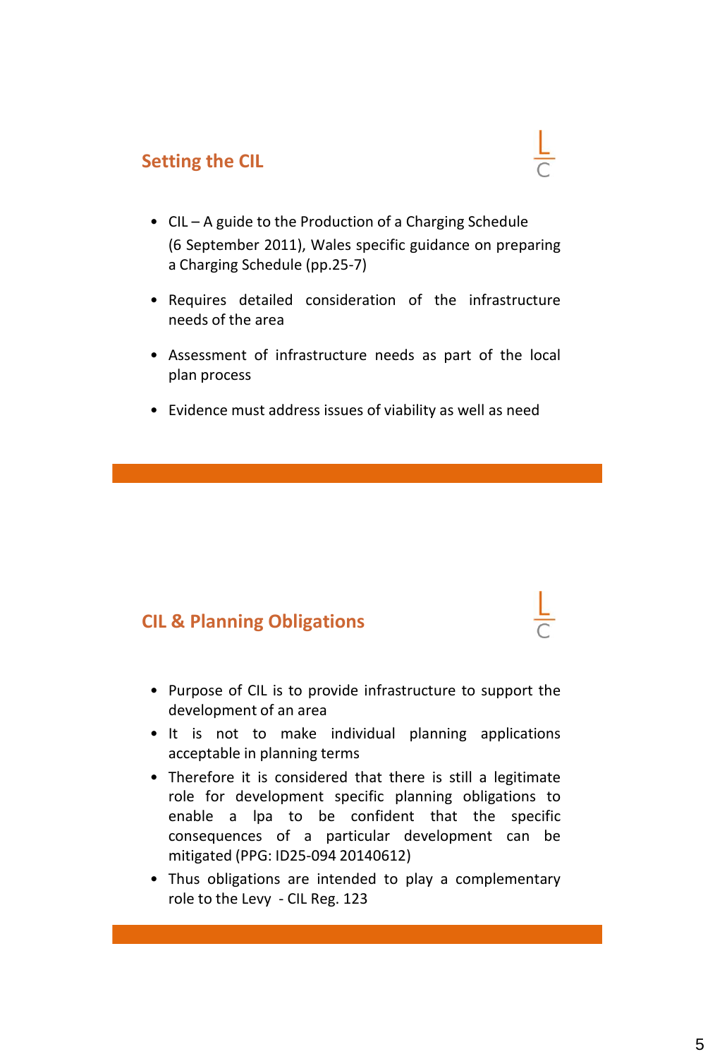## Setting the CIL

- CIL – A guide to the Production of a Charging Schedule (6 September 2011), Wales specific guidance on preparing a Charging Schedule (pp.25-7)
- Requires detailed consideration of the infrastructure needs of the area
- Assessment of infrastructure needs as part of the local plan process
- Evidence must address issues of viability as well as need

## CIL & Planning Obligations

- Purpose of CIL is to provide infrastructure to support the development of an area
- It is not to make individual planning applications acceptable in planning terms
- Therefore it is considered that there is still a legitimate role for development specific planning obligations to enable a lpa to be confident that the specific consequences of a particular development can be mitigated (PPG: ID25-094 20140612)
- Thus obligations are intended to play a complementary role to the Levy - CIL Reg. 123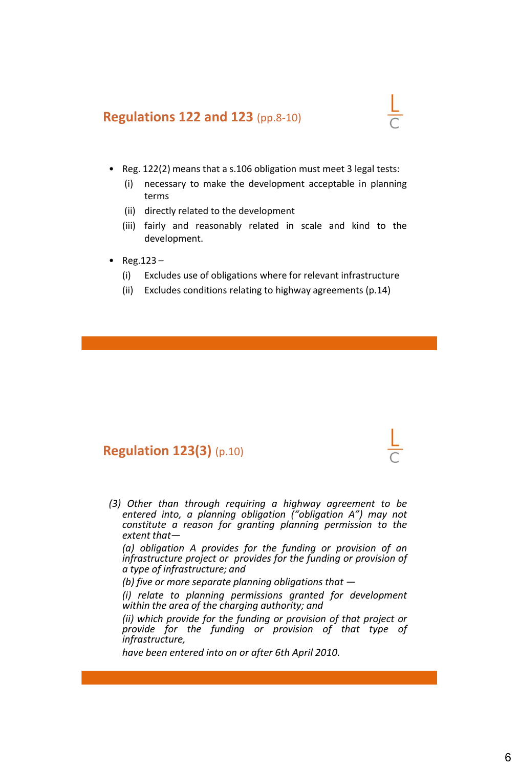## **Regulations 122 and 123** (pp.8-10)

- Reg. 122(2) means that a s.106 obligation must meet 3 legal tests:
  - (i) necessary to make the development acceptable in planning terms
  - (ii) directly related to the development
  - (iii) fairly and reasonably related in scale and kind to the development.
- Reg.123 –
  - (i) Excludes use of obligations where for relevant infrastructure
  - (ii) Excludes conditions relating to highway agreements (p.14)

## **Regulation 123(3)** (p.10)

*(3) Other than through requiring a highway agreement to be entered into, a planning obligation ("obligation A") may not constitute a reason for granting planning permission to the extent that—*

*(a) obligation A provides for the funding or provision of an infrastructure project or provides for the funding or provision of a type of infrastructure; and*

*(b) five or more separate planning obligations that —*

*(i) relate to planning permissions granted for development within the area of the charging authority; and*

*(ii) which provide for the funding or provision of that project or provide for the funding or provision of that type of infrastructure,*

*have been entered into on or after 6th April 2010.*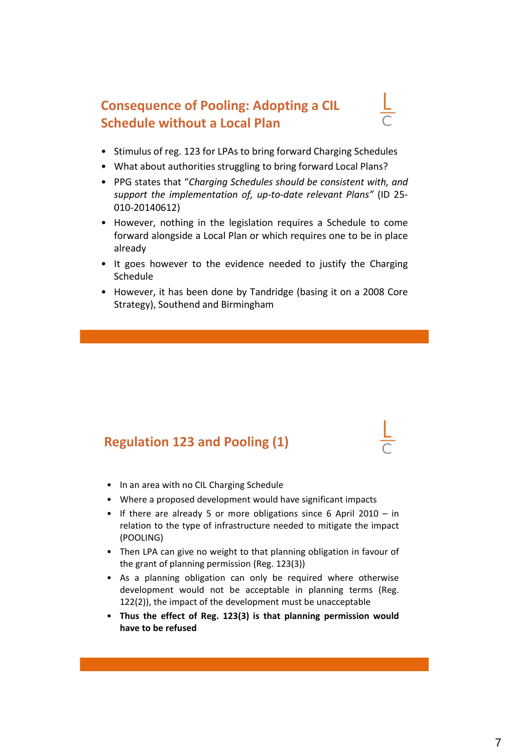## Consequence of Pooling: Adopting a CIL Schedule without a Local Plan

- Stimulus of reg. 123 for LPAs to bring forward Charging Schedules
- What about authorities struggling to bring forward Local Plans?
- PPG states that "*Charging Schedules should be consistent with, and support the implementation of, up-to-date relevant Plans*" (ID 25-010-20140612)
- However, nothing in the legislation requires a Schedule to come forward alongside a Local Plan or which requires one to be in place already
- It goes however to the evidence needed to justify the Charging Schedule
- However, it has been done by Tandridge (basing it on a 2008 Core Strategy), Southend and Birmingham

## Regulation 123 and Pooling (1)

- In an area with no CIL Charging Schedule
- Where a proposed development would have significant impacts
- If there are already 5 or more obligations since 6 April 2010 – in relation to the type of infrastructure needed to mitigate the impact (POOLING)
- Then LPA can give no weight to that planning obligation in favour of the grant of planning permission (Reg. 123(3))
- As a planning obligation can only be required where otherwise development would not be acceptable in planning terms (Reg. 122(2)), the impact of the development must be unacceptable
- **Thus the effect of Reg. 123(3) is that planning permission would have to be refused**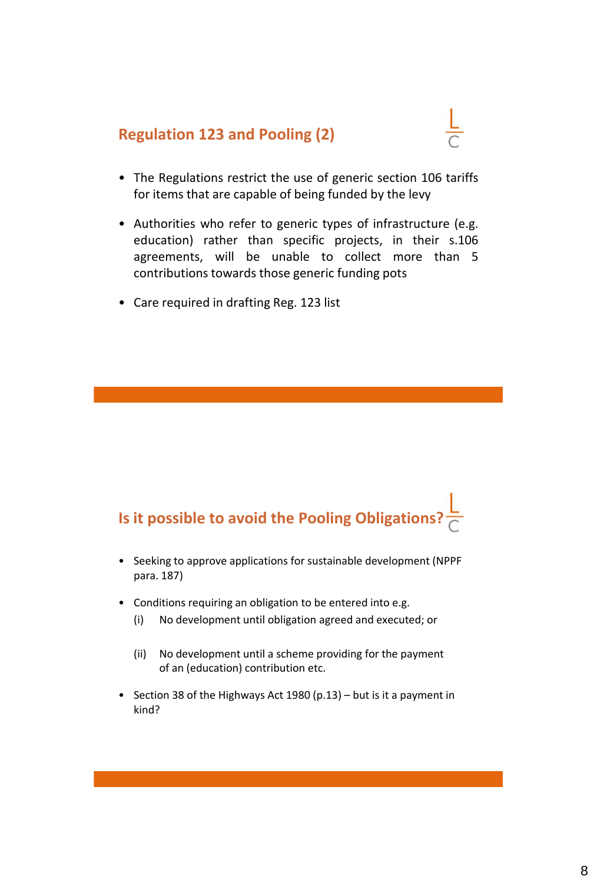## Regulation 123 and Pooling (2)

- The Regulations restrict the use of generic section 106 tariffs for items that are capable of being funded by the levy
- Authorities who refer to generic types of infrastructure (e.g. education) rather than specific projects, in their s.106 agreements, will be unable to collect more than 5 contributions towards those generic funding pots
- Care required in drafting Reg. 123 list

## Is it possible to avoid the Pooling Obligations?

- Seeking to approve applications for sustainable development (NPPF para. 187)
- Conditions requiring an obligation to be entered into e.g.
  - (i) No development until obligation agreed and executed; or
  - (ii) No development until a scheme providing for the payment of an (education) contribution etc.
- Section 38 of the Highways Act 1980 (p.13) – but is it a payment in kind?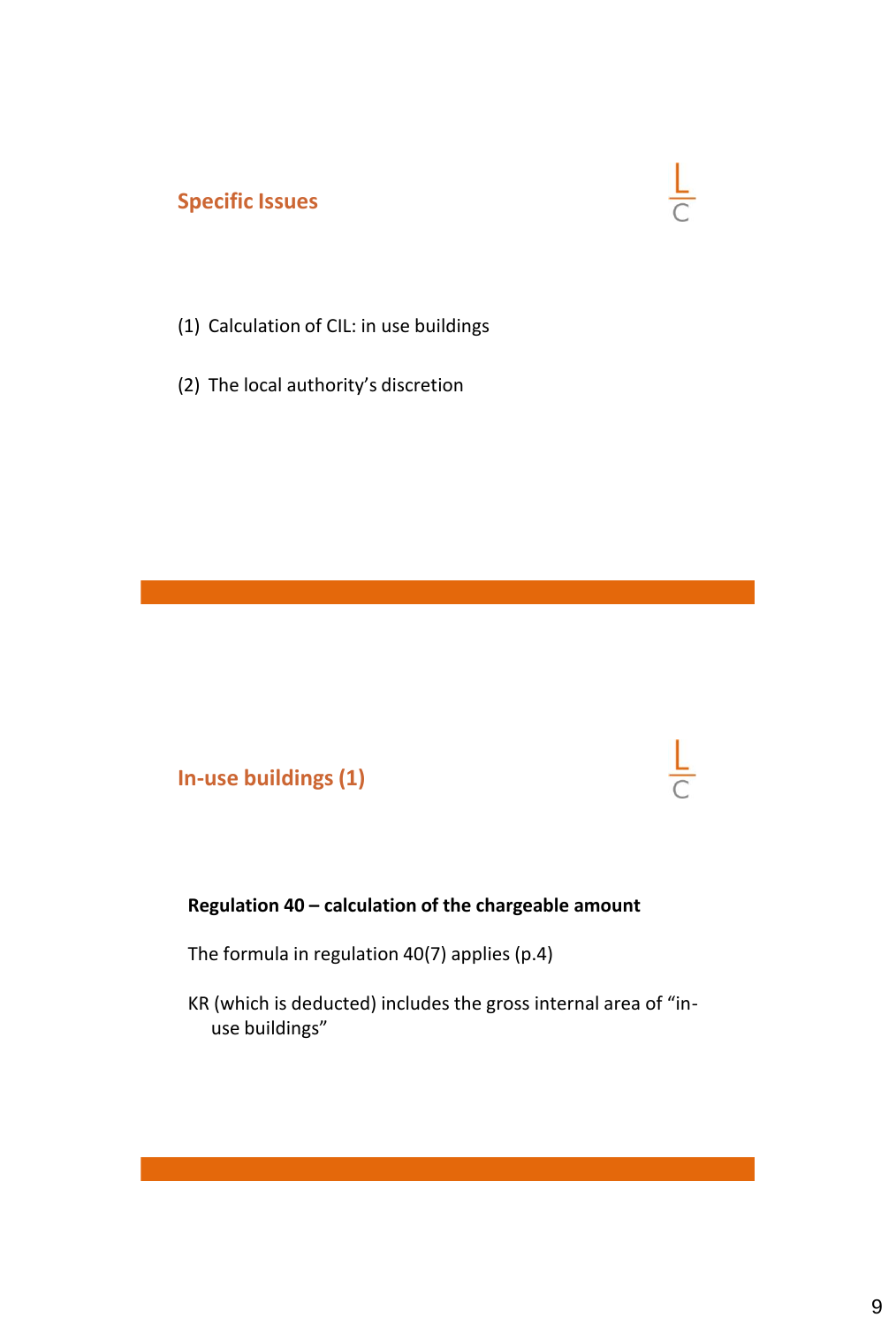## Specific Issues

(1) Calculation of CIL: in use buildings

(2) The local authority's discretion

## In-use buildings (1)

**Regulation 40 – calculation of the chargeable amount**

The formula in regulation 40(7) applies (p.4)

KR (which is deducted) includes the gross internal area of "in-use buildings"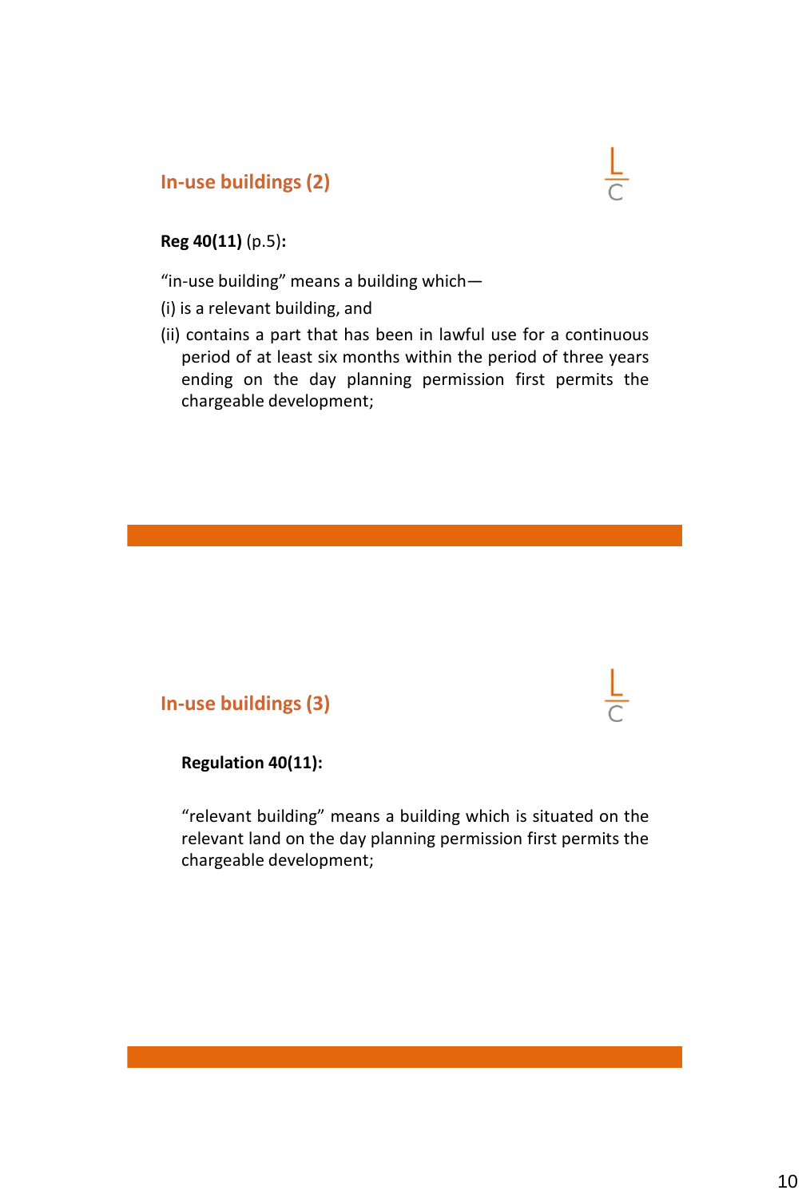## In-use buildings (2)

**Reg 40(11)** (p.5)**:**

“in-use building” means a building which—

(i) is a relevant building, and

(ii) contains a part that has been in lawful use for a continuous period of at least six months within the period of three years ending on the day planning permission first permits the chargeable development;

## In-use buildings (3)

**Regulation 40(11):**

“relevant building” means a building which is situated on the relevant land on the day planning permission first permits the chargeable development;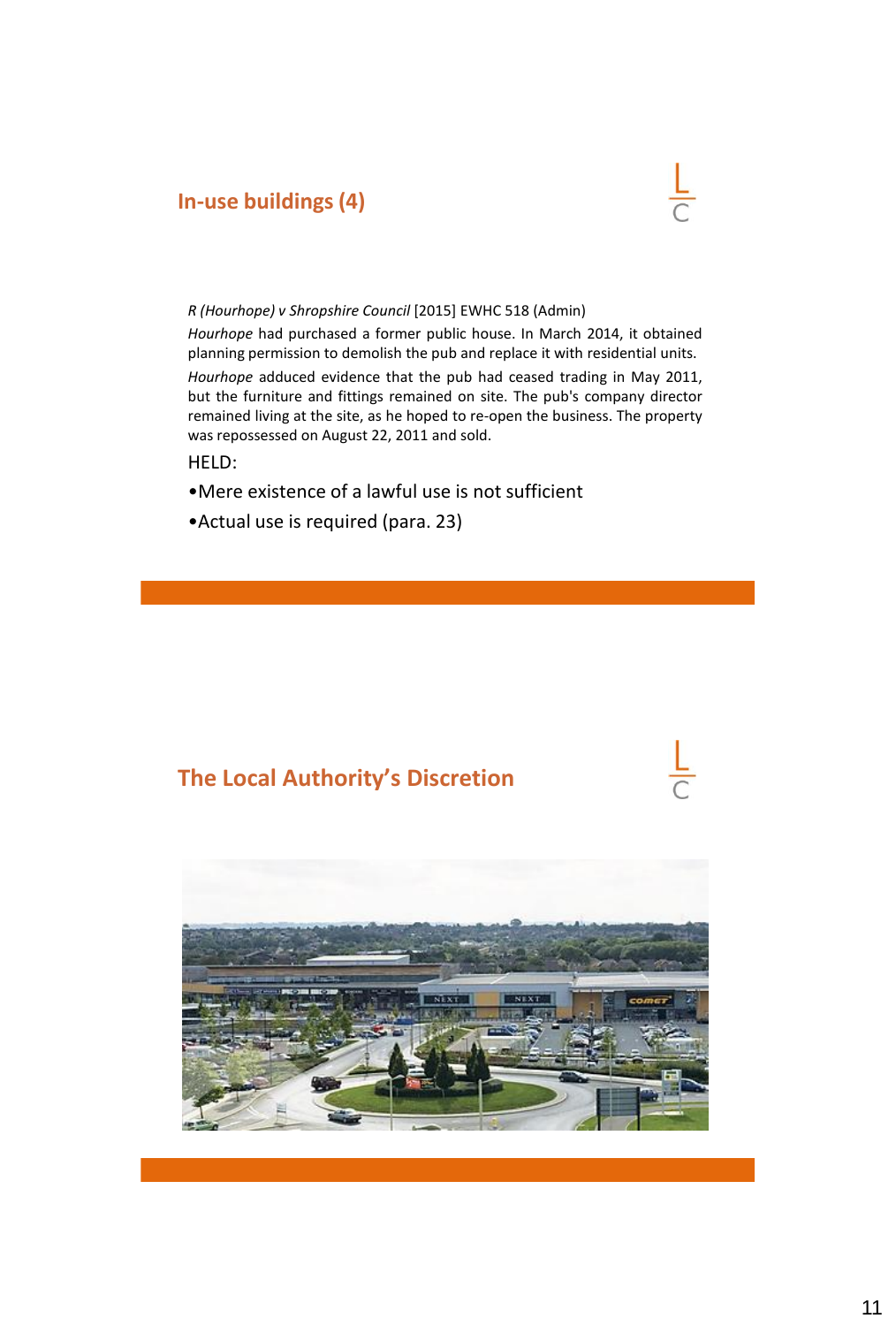## In-use buildings (4)

*R (Hourhope) v Shropshire Council* [2015] EWHC 518 (Admin)

*Hourhope* had purchased a former public house. In March 2014, it obtained planning permission to demolish the pub and replace it with residential units.

*Hourhope* adduced evidence that the pub had ceased trading in May 2011, but the furniture and fittings remained on site. The pub's company director remained living at the site, as he hoped to re-open the business. The property was repossessed on August 22, 2011 and sold.

HELD:

- Mere existence of a lawful use is not sufficient
- Actual use is required (para. 23)

## The Local Authority's Discretion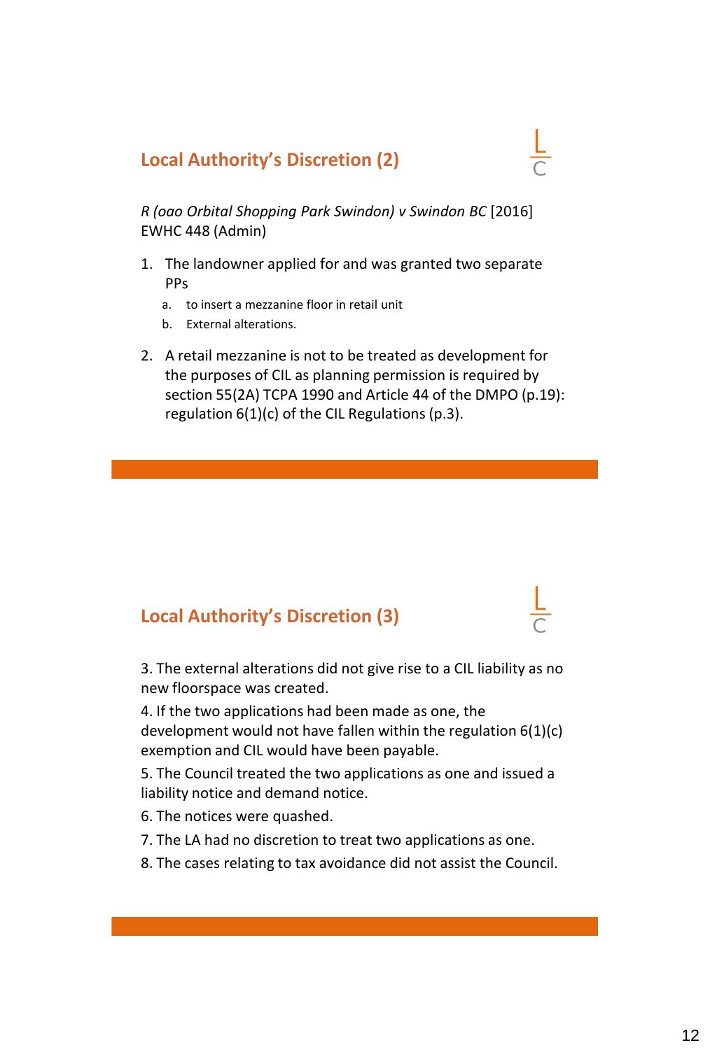## Local Authority's Discretion (2)

*R (oao Orbital Shopping Park Swindon) v Swindon BC* [2016] EWHC 448 (Admin)

1. The landowner applied for and was granted two separate PPs
   a. to insert a mezzanine floor in retail unit
   b. External alterations.
2. A retail mezzanine is not to be treated as development for the purposes of CIL as planning permission is required by section 55(2A) TCPA 1990 and Article 44 of the DMPO (p.19): regulation 6(1)(c) of the CIL Regulations (p.3).

## Local Authority's Discretion (3)

3. The external alterations did not give rise to a CIL liability as no new floorspace was created.

4. If the two applications had been made as one, the development would not have fallen within the regulation 6(1)(c) exemption and CIL would have been payable.

5. The Council treated the two applications as one and issued a liability notice and demand notice.

6. The notices were quashed.

7. The LA had no discretion to treat two applications as one.

8. The cases relating to tax avoidance did not assist the Council.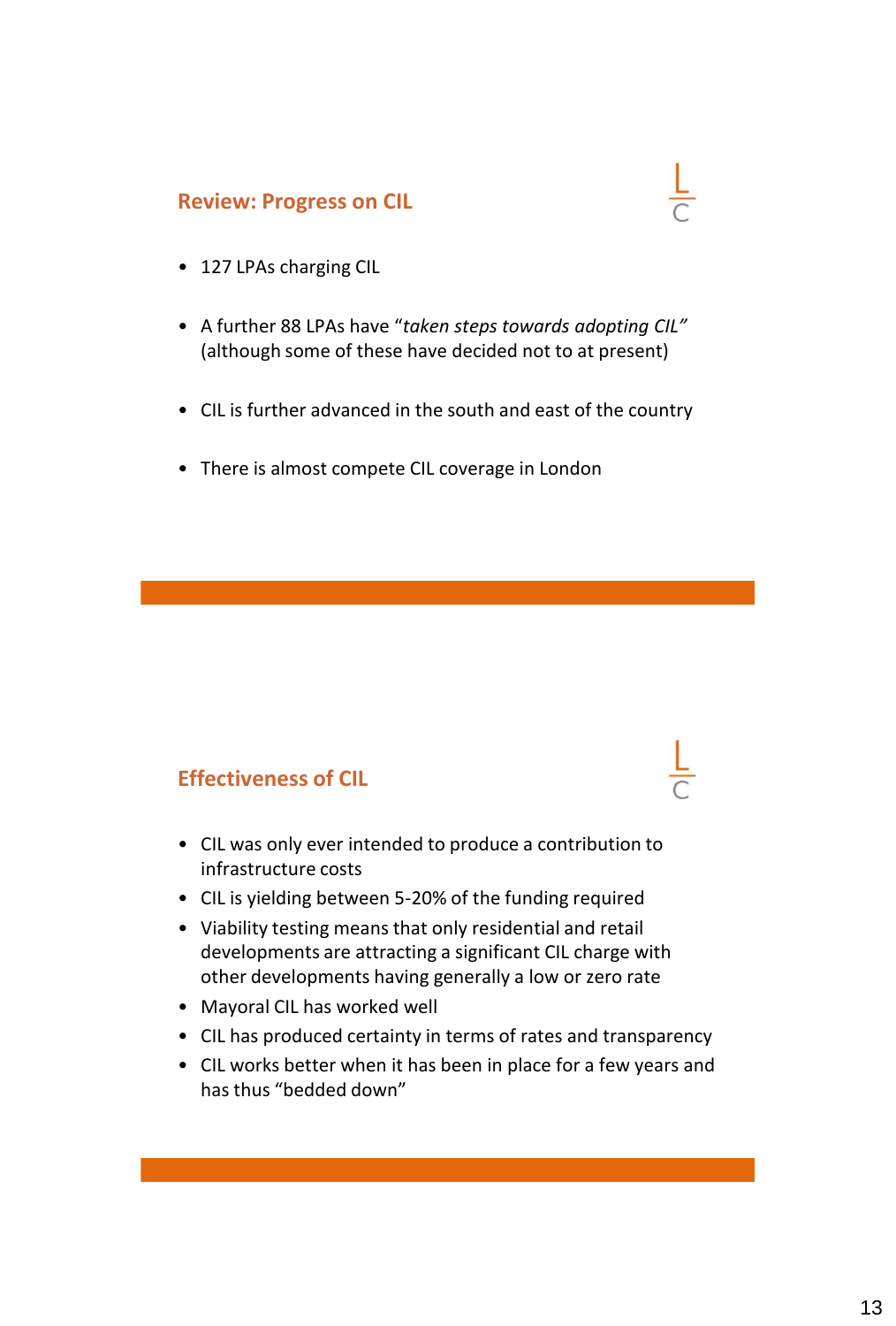## Review: Progress on CIL

- 127 LPAs charging CIL
- A further 88 LPAs have *"taken steps towards adopting CIL"* (although some of these have decided not to at present)
- CIL is further advanced in the south and east of the country
- There is almost compete CIL coverage in London

## Effectiveness of CIL

- CIL was only ever intended to produce a contribution to infrastructure costs
- CIL is yielding between 5-20% of the funding required
- Viability testing means that only residential and retail developments are attracting a significant CIL charge with other developments having generally a low or zero rate
- Mayoral CIL has worked well
- CIL has produced certainty in terms of rates and transparency
- CIL works better when it has been in place for a few years and has thus "bedded down"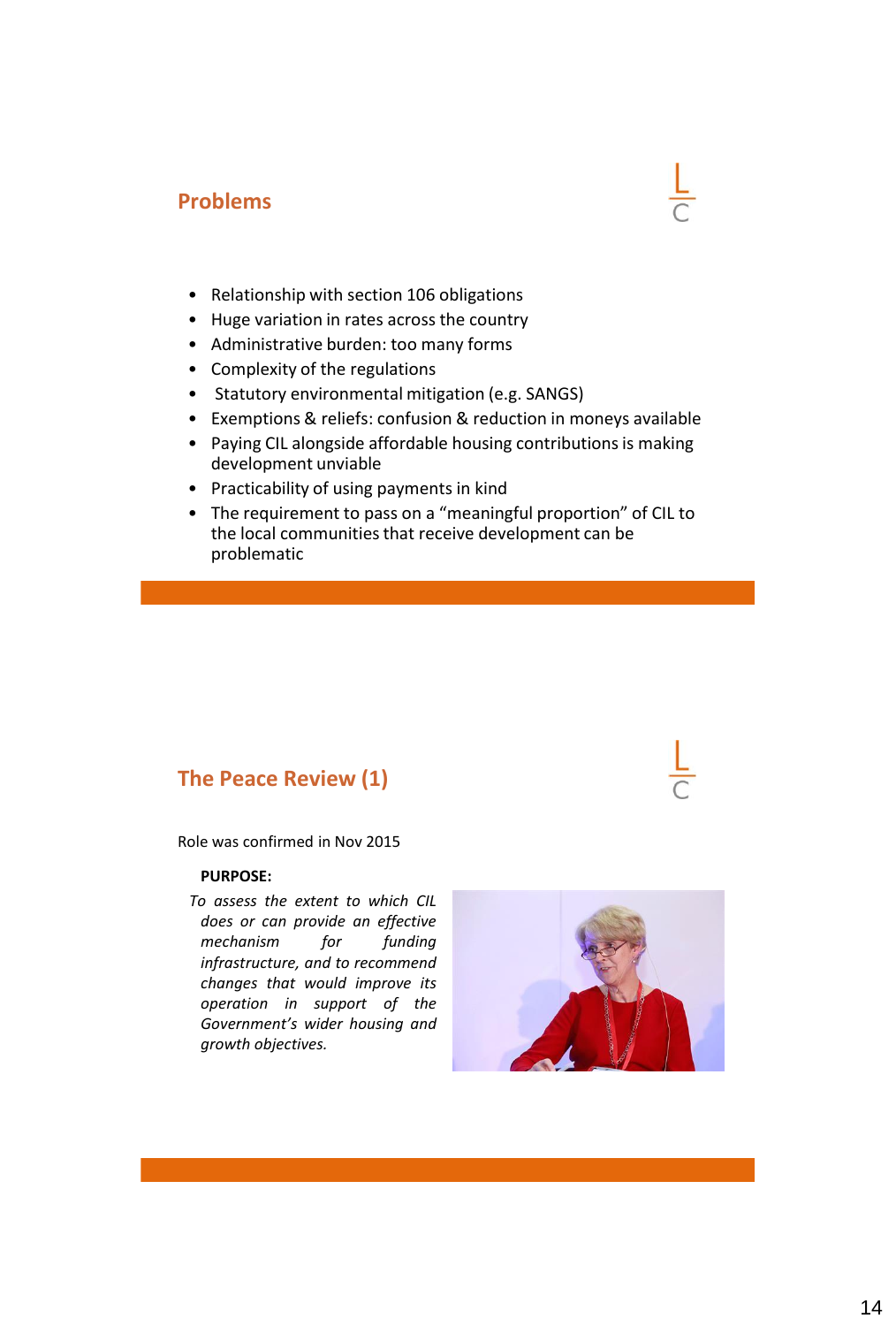## Problems

- Relationship with section 106 obligations
- Huge variation in rates across the country
- Administrative burden: too many forms
- Complexity of the regulations
- Statutory environmental mitigation (e.g. SANGS)
- Exemptions & reliefs: confusion & reduction in moneys available
- Paying CIL alongside affordable housing contributions is making development unviable
- Practicability of using payments in kind
- The requirement to pass on a "meaningful proportion" of CIL to the local communities that receive development can be problematic

## The Peace Review (1)

Role was confirmed in Nov 2015

**PURPOSE:**

*To assess the extent to which CIL does or can provide an effective mechanism for funding infrastructure, and to recommend changes that would improve its operation in support of the Government's wider housing and growth objectives.*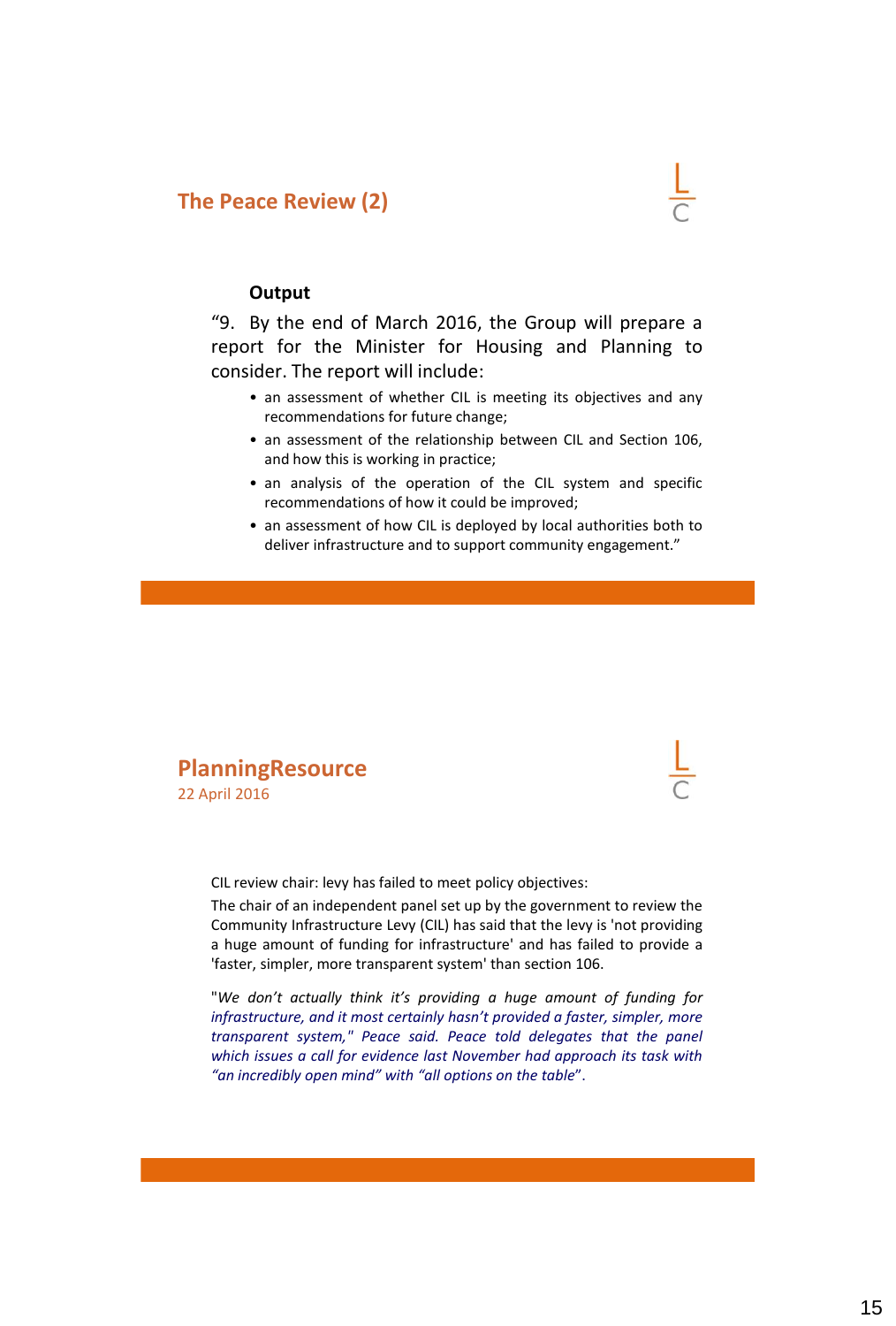## The Peace Review (2)

**Output**

"9. By the end of March 2016, the Group will prepare a report for the Minister for Housing and Planning to consider. The report will include:

- an assessment of whether CIL is meeting its objectives and any recommendations for future change;
- an assessment of the relationship between CIL and Section 106, and how this is working in practice;
- an analysis of the operation of the CIL system and specific recommendations of how it could be improved;
- an assessment of how CIL is deployed by local authorities both to deliver infrastructure and to support community engagement."

## PlanningResource

22 April 2016

CIL review chair: levy has failed to meet policy objectives:

The chair of an independent panel set up by the government to review the Community Infrastructure Levy (CIL) has said that the levy is 'not providing a huge amount of funding for infrastructure' and has failed to provide a 'faster, simpler, more transparent system' than section 106.

"*We don't actually think it's providing a huge amount of funding for infrastructure, and it most certainly hasn't provided a faster, simpler, more transparent system," Peace said. Peace told delegates that the panel which issues a call for evidence last November had approach its task with "an incredibly open mind" with "all options on the table*".